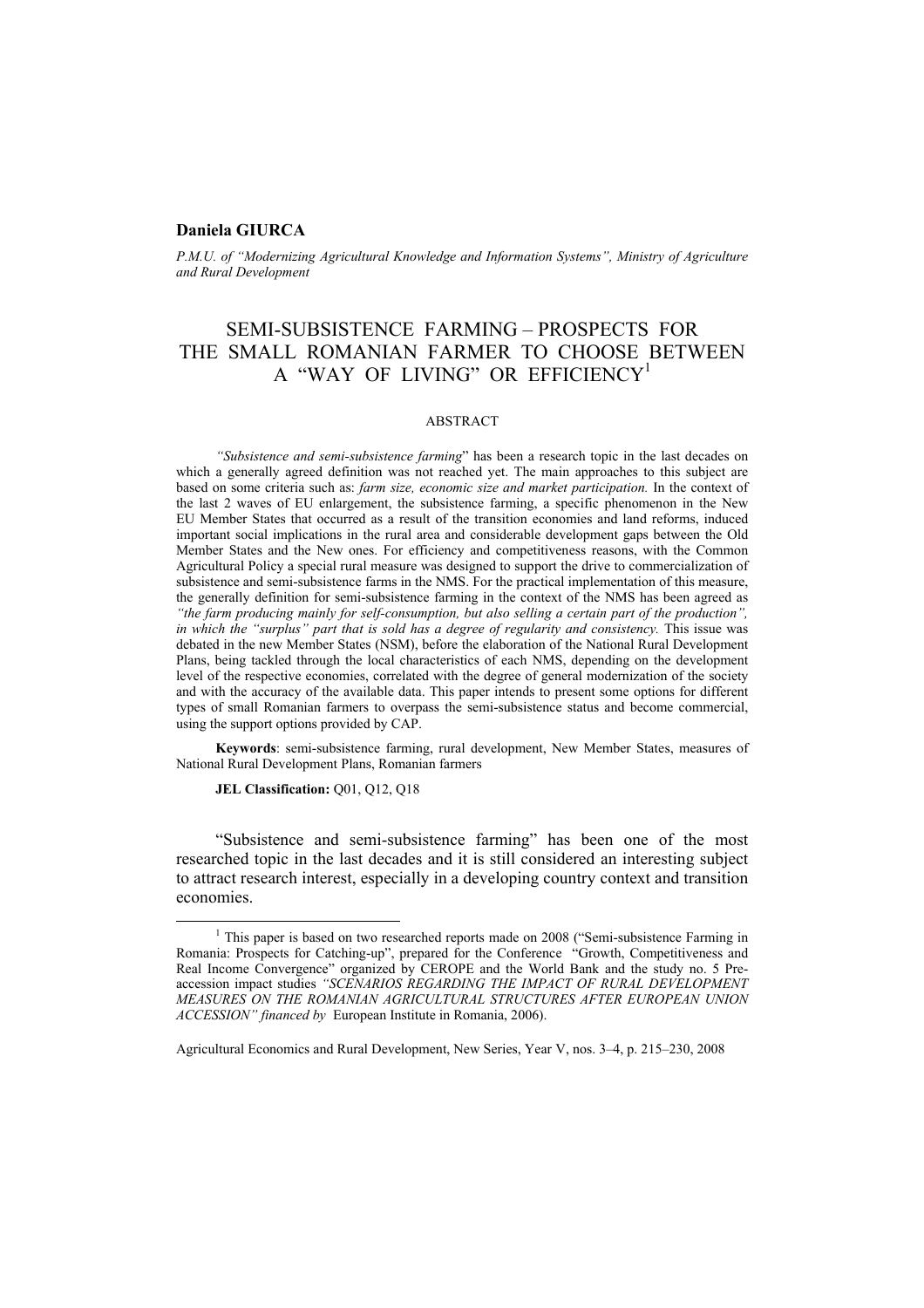**Daniela GIURCA**

*P.M.U. of "Modernizing Agricultural Knowledge and Information Systems", Ministry of Agriculture and Rural Development*

# SEMI-SUBSISTENCE FARMING – PROSPECTS FOR THE SMALL ROMANIAN FARMER TO CHOOSE BETWEEN A "WAY OF LIVING" OR EFFICIENCY[1]

## ABSTRACT

*"Subsistence and semi-subsistence farming*" has been a research topic in the last decades on which a generally agreed definition was not reached yet. The main approaches to this subject are based on some criteria such as: *farm size, economic size and market participation.* In the context of the last 2 waves of EU enlargement, the subsistence farming, a specific phenomenon in the New EU Member States that occurred as a result of the transition economies and land reforms, induced important social implications in the rural area and considerable development gaps between the Old Member States and the New ones. For efficiency and competitiveness reasons, with the Common Agricultural Policy a special rural measure was designed to support the drive to commercialization of subsistence and semi-subsistence farms in the NMS. For the practical implementation of this measure, the generally definition for semi-subsistence farming in the context of the NMS has been agreed as *"the farm producing mainly for self-consumption, but also selling a certain part of the production", in which the "surplus" part that is sold has a degree of regularity and consistency.* This issue was debated in the new Member States (NSM), before the elaboration of the National Rural Development Plans, being tackled through the local characteristics of each NMS, depending on the development level of the respective economies, correlated with the degree of general modernization of the society and with the accuracy of the available data. This paper intends to present some options for different types of small Romanian farmers to overpass the semi-subsistence status and become commercial, using the support options provided by CAP.

**Keywords**: semi-subsistence farming, rural development, New Member States, measures of National Rural Development Plans, Romanian farmers

**JEL Classification:** Q01, Q12, Q18

"Subsistence and semi-subsistence farming" has been one of the most researched topic in the last decades and it is still considered an interesting subject to attract research interest, especially in a developing country context and transition economies.

[1] This paper is based on two researched reports made on 2008 ("Semi-subsistence Farming in Romania: Prospects for Catching-up", prepared for the Conference "Growth, Competitiveness and Real Income Convergence" organized by CEROPE and the World Bank and the study no. 5 Pre-accession impact studies *"SCENARIOS REGARDING THE IMPACT OF RURAL DEVELOPMENT MEASURES ON THE ROMANIAN AGRICULTURAL STRUCTURES AFTER EUROPEAN UNION ACCESSION" financed by* European Institute in Romania, 2006).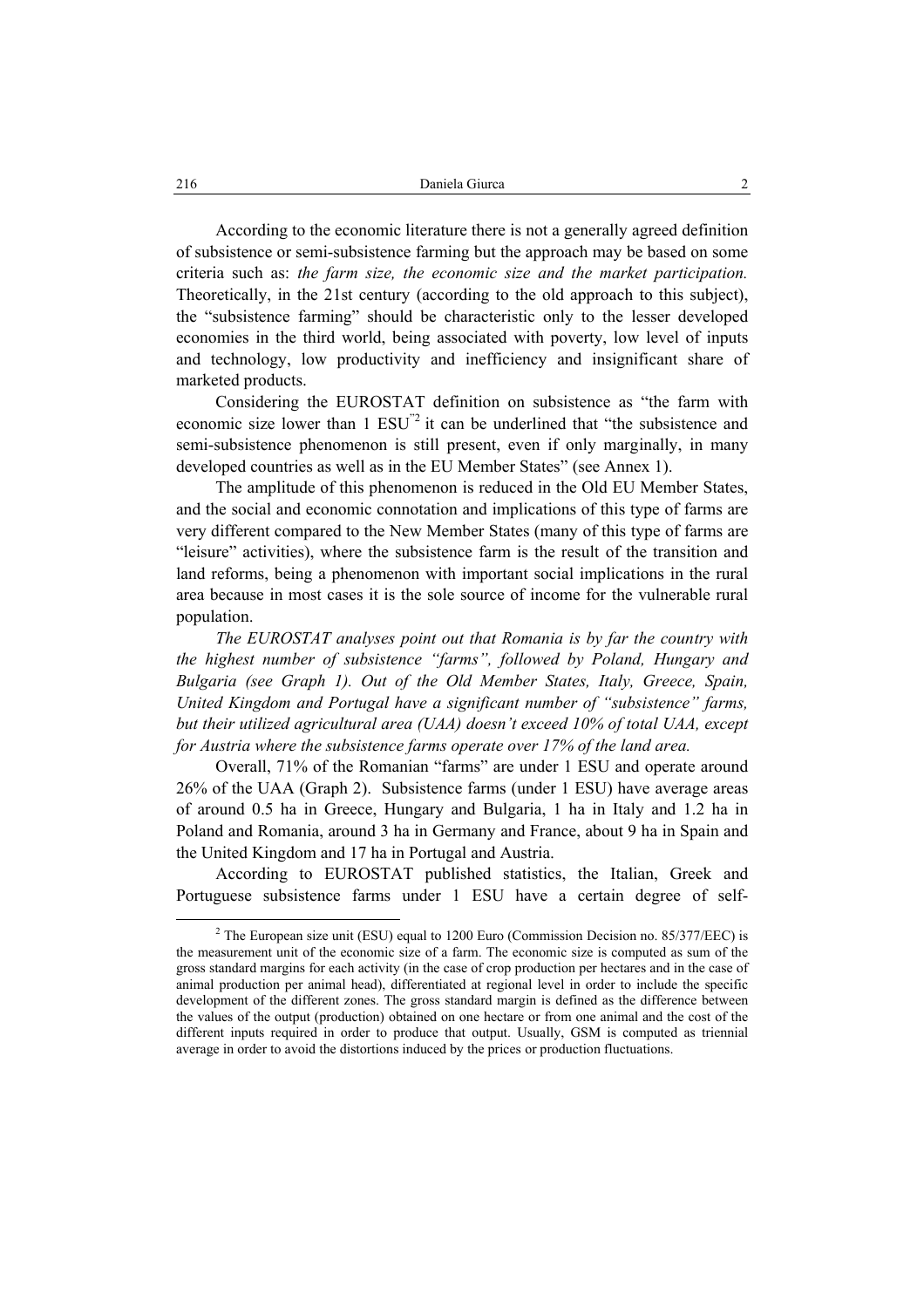According to the economic literature there is not a generally agreed definition of subsistence or semi-subsistence farming but the approach may be based on some criteria such as: *the farm size, the economic size and the market participation.* Theoretically, in the 21st century (according to the old approach to this subject), the "subsistence farming" should be characteristic only to the lesser developed economies in the third world, being associated with poverty, low level of inputs and technology, low productivity and inefficiency and insignificant share of marketed products.

Considering the EUROSTAT definition on subsistence as "the farm with economic size lower than 1 ESU"[2] it can be underlined that "the subsistence and semi-subsistence phenomenon is still present, even if only marginally, in many developed countries as well as in the EU Member States" (see Annex 1).

The amplitude of this phenomenon is reduced in the Old EU Member States, and the social and economic connotation and implications of this type of farms are very different compared to the New Member States (many of this type of farms are "leisure" activities), where the subsistence farm is the result of the transition and land reforms, being a phenomenon with important social implications in the rural area because in most cases it is the sole source of income for the vulnerable rural population.

*The EUROSTAT analyses point out that Romania is by far the country with the highest number of subsistence "farms", followed by Poland, Hungary and Bulgaria (see Graph 1). Out of the Old Member States, Italy, Greece, Spain, United Kingdom and Portugal have a significant number of "subsistence" farms, but their utilized agricultural area (UAA) doesn't exceed 10% of total UAA, except for Austria where the subsistence farms operate over 17% of the land area.*

Overall, 71% of the Romanian "farms" are under 1 ESU and operate around 26% of the UAA (Graph 2). Subsistence farms (under 1 ESU) have average areas of around 0.5 ha in Greece, Hungary and Bulgaria, 1 ha in Italy and 1.2 ha in Poland and Romania, around 3 ha in Germany and France, about 9 ha in Spain and the United Kingdom and 17 ha in Portugal and Austria.

According to EUROSTAT published statistics, the Italian, Greek and Portuguese subsistence farms under 1 ESU have a certain degree of self-

---

[2] The European size unit (ESU) equal to 1200 Euro (Commission Decision no. 85/377/EEC) is the measurement unit of the economic size of a farm. The economic size is computed as sum of the gross standard margins for each activity (in the case of crop production per hectares and in the case of animal production per animal head), differentiated at regional level in order to include the specific development of the different zones. The gross standard margin is defined as the difference between the values of the output (production) obtained on one hectare or from one animal and the cost of the different inputs required in order to produce that output. Usually, GSM is computed as triennial average in order to avoid the distortions induced by the prices or production fluctuations.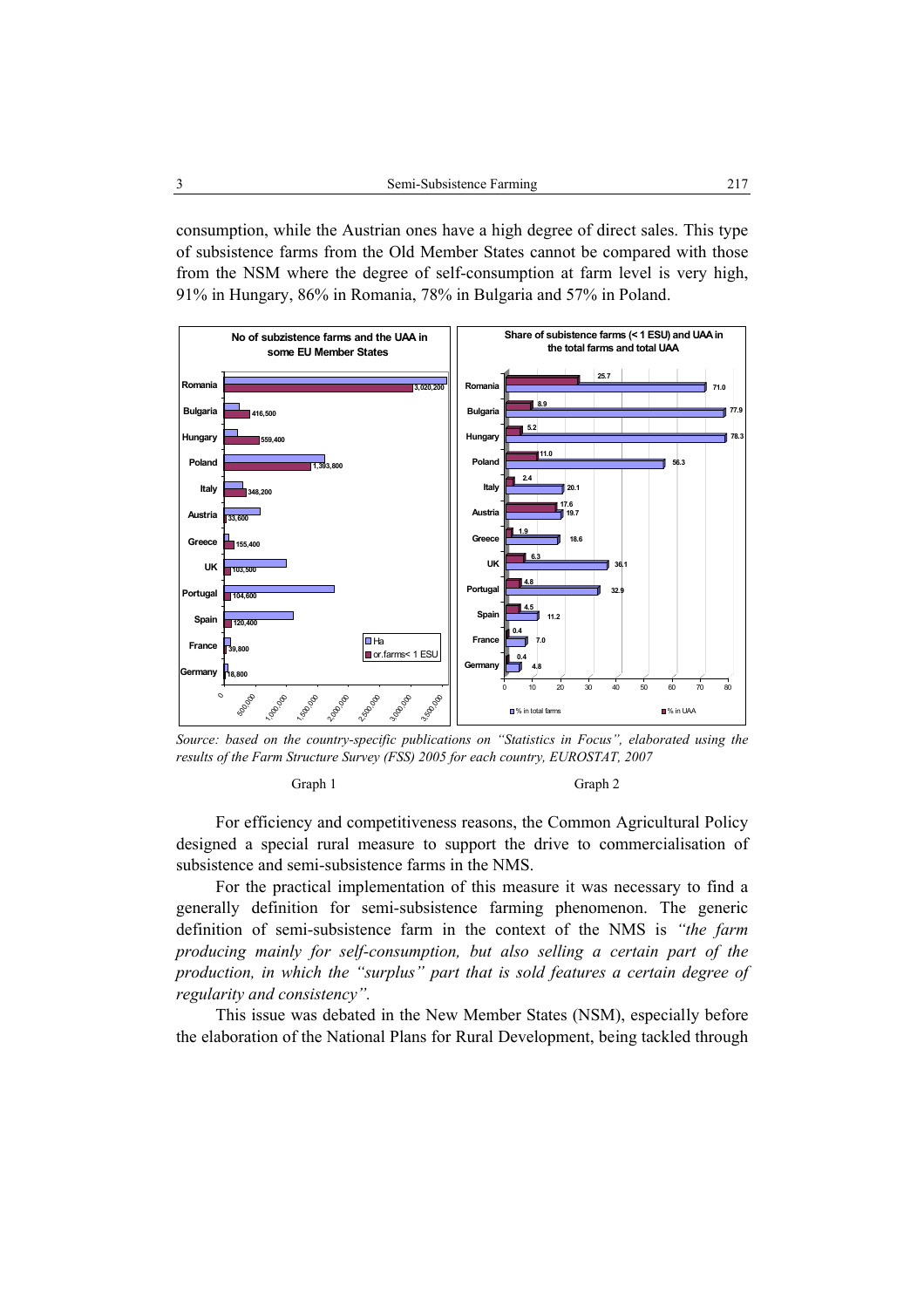consumption, while the Austrian ones have a high degree of direct sales. This type of subsistence farms from the Old Member States cannot be compared with those from the NSM where the degree of self-consumption at farm level is very high, 91% in Hungary, 86% in Romania, 78% in Bulgaria and 57% in Poland.

**No of subzistence farms and the UAA in some EU Member States**

| Country | or.farms< 1 ESU |
|---|---|
| Romania | 3,020,200 |
| Bulgaria | 416,500 |
| Hungary | 559,400 |
| Poland | 1,393,800 |
| Italy | 348,200 |
| Austria | 33,600 |
| Greece | 155,400 |
| UK | 103,500 |
| Portugal | 104,600 |
| Spain | 120,400 |
| France | 39,800 |
| Germany | 18,800 |

**Share of subsistence farms (< 1 ESU) and UAA in the total farms and total UAA**

| Country | % in total farms | % in UAA |
|---|---|---|
| Romania | 71.0 | 25.7 |
| Bulgaria | 77.9 | 8.9 |
| Hungary | 78.3 | 5.2 |
| Poland | 56.3 | 11.0 |
| Italy | 20.1 | 2.4 |
| Austria | 19.7 | 17.6 |
| Greece | 18.6 | 1.9 |
| UK | 36.1 | 6.3 |
| Portugal | 32.9 | 4.8 |
| Spain | 11.2 | 4.5 |
| France | 7.0 | 0.4 |
| Germany | 4.8 | 0.4 |

*Source: based on the country-specific publications on "Statistics in Focus", elaborated using the results of the Farm Structure Survey (FSS) 2005 for each country, EUROSTAT, 2007*

Graph 1 Graph 2

For efficiency and competitiveness reasons, the Common Agricultural Policy designed a special rural measure to support the drive to commercialisation of subsistence and semi-subsistence farms in the NMS.

For the practical implementation of this measure it was necessary to find a generally definition for semi-subsistence farming phenomenon. The generic definition of semi-subsistence farm in the context of the NMS is *"the farm producing mainly for self-consumption, but also selling a certain part of the production, in which the "surplus" part that is sold features a certain degree of regularity and consistency"*.

This issue was debated in the New Member States (NSM), especially before the elaboration of the National Plans for Rural Development, being tackled through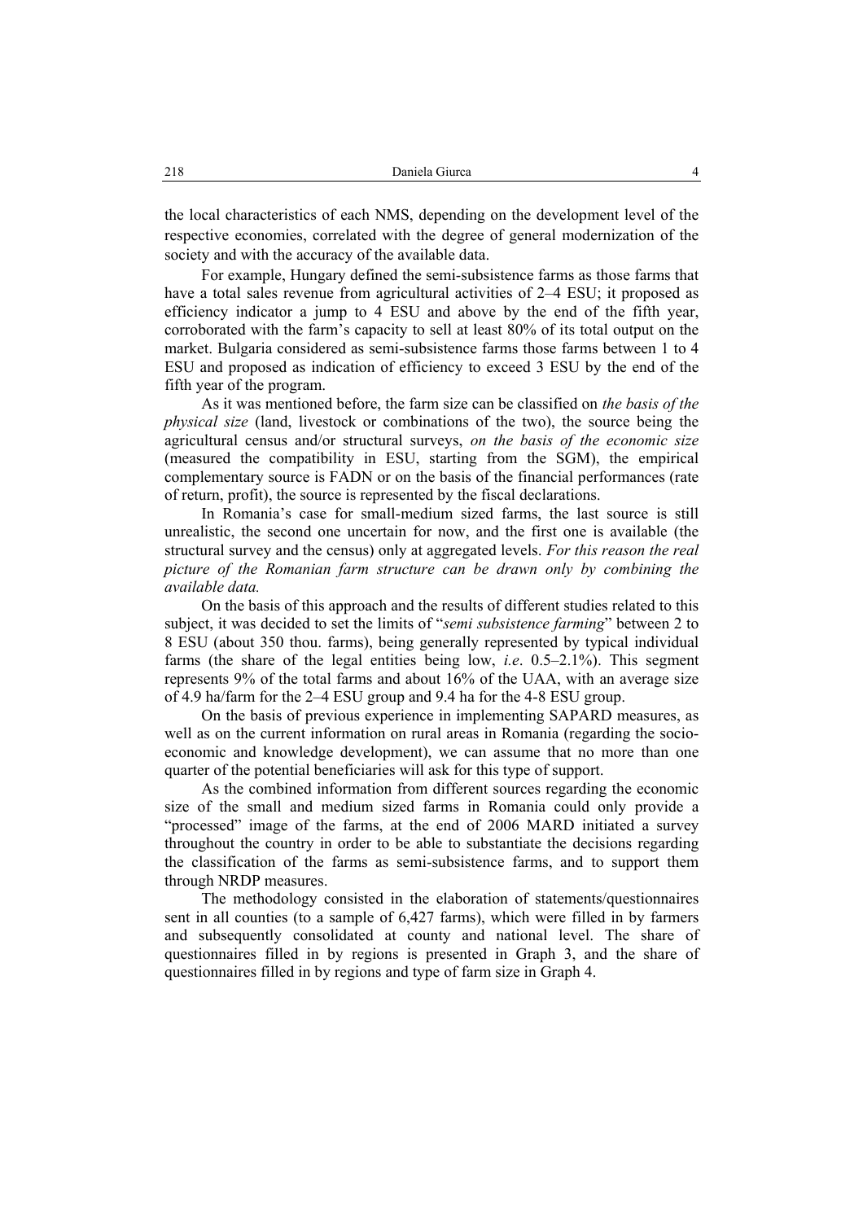the local characteristics of each NMS, depending on the development level of the respective economies, correlated with the degree of general modernization of the society and with the accuracy of the available data.

For example, Hungary defined the semi-subsistence farms as those farms that have a total sales revenue from agricultural activities of 2–4 ESU; it proposed as efficiency indicator a jump to 4 ESU and above by the end of the fifth year, corroborated with the farm's capacity to sell at least 80% of its total output on the market. Bulgaria considered as semi-subsistence farms those farms between 1 to 4 ESU and proposed as indication of efficiency to exceed 3 ESU by the end of the fifth year of the program.

As it was mentioned before, the farm size can be classified on *the basis of the physical size* (land, livestock or combinations of the two), the source being the agricultural census and/or structural surveys, *on the basis of the economic size* (measured the compatibility in ESU, starting from the SGM), the empirical complementary source is FADN or on the basis of the financial performances (rate of return, profit), the source is represented by the fiscal declarations.

In Romania's case for small-medium sized farms, the last source is still unrealistic, the second one uncertain for now, and the first one is available (the structural survey and the census) only at aggregated levels. *For this reason the real picture of the Romanian farm structure can be drawn only by combining the available data.*

On the basis of this approach and the results of different studies related to this subject, it was decided to set the limits of "*semi subsistence farming*" between 2 to 8 ESU (about 350 thou. farms), being generally represented by typical individual farms (the share of the legal entities being low, *i.e*. 0.5–2.1%). This segment represents 9% of the total farms and about 16% of the UAA, with an average size of 4.9 ha/farm for the 2–4 ESU group and 9.4 ha for the 4-8 ESU group.

On the basis of previous experience in implementing SAPARD measures, as well as on the current information on rural areas in Romania (regarding the socio-economic and knowledge development), we can assume that no more than one quarter of the potential beneficiaries will ask for this type of support.

As the combined information from different sources regarding the economic size of the small and medium sized farms in Romania could only provide a "processed" image of the farms, at the end of 2006 MARD initiated a survey throughout the country in order to be able to substantiate the decisions regarding the classification of the farms as semi-subsistence farms, and to support them through NRDP measures.

The methodology consisted in the elaboration of statements/questionnaires sent in all counties (to a sample of 6,427 farms), which were filled in by farmers and subsequently consolidated at county and national level. The share of questionnaires filled in by regions is presented in Graph 3, and the share of questionnaires filled in by regions and type of farm size in Graph 4.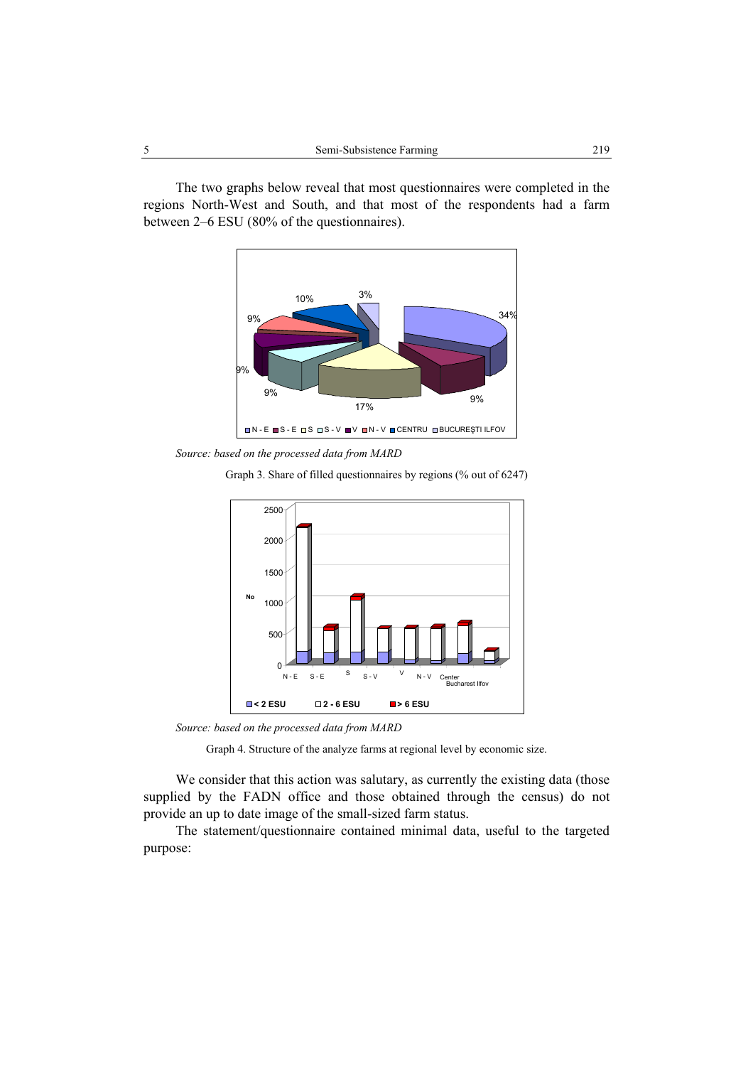The two graphs below reveal that most questionnaires were completed in the regions North-West and South, and that most of the respondents had a farm between 2–6 ESU (80% of the questionnaires).

*Source: based on the processed data from MARD*

Graph 3. Share of filled questionnaires by regions (% out of 6247)

*Source: based on the processed data from MARD*

Graph 4. Structure of the analyze farms at regional level by economic size.

We consider that this action was salutary, as currently the existing data (those supplied by the FADN office and those obtained through the census) do not provide an up to date image of the small-sized farm status.

The statement/questionnaire contained minimal data, useful to the targeted purpose: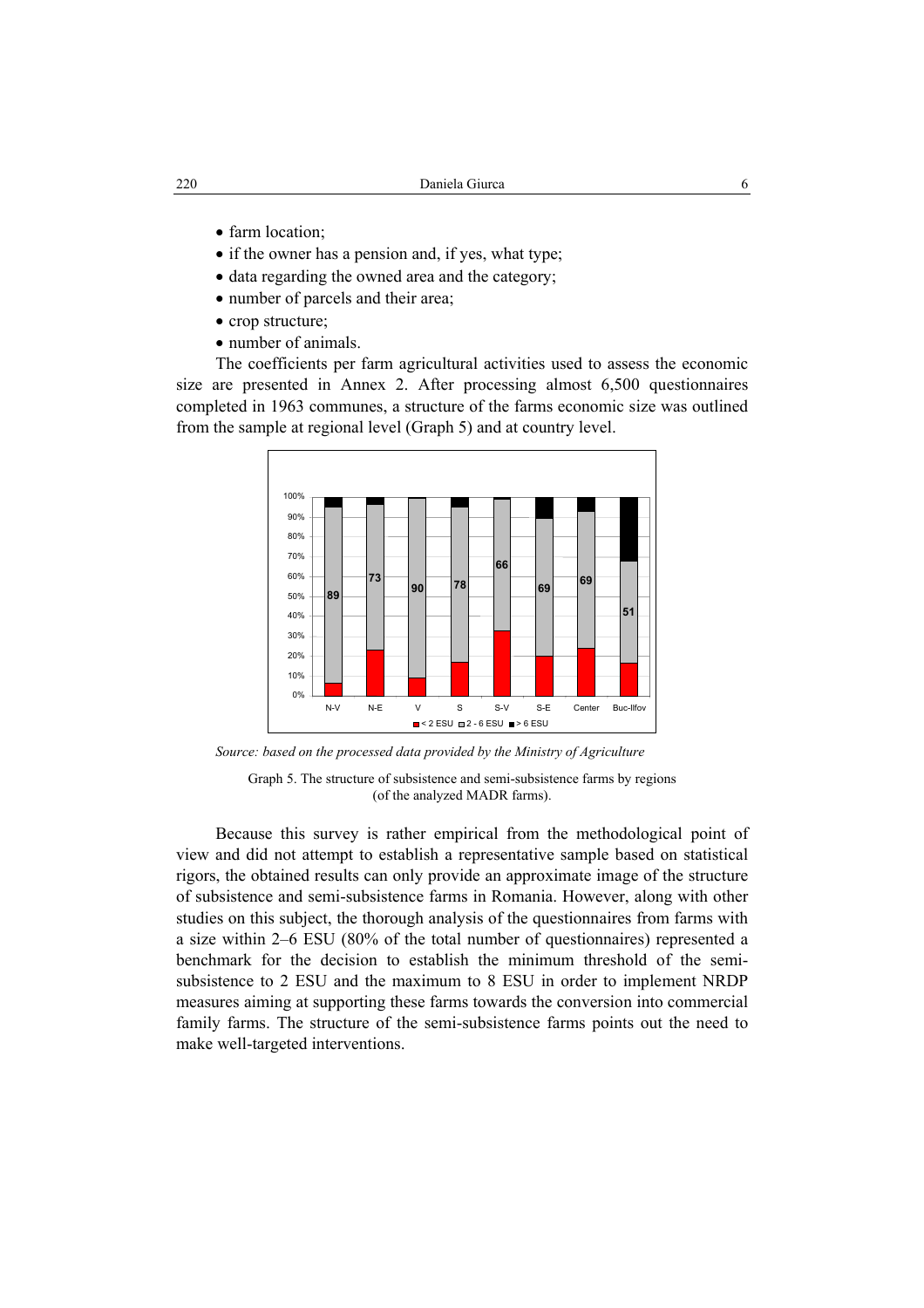- farm location;
- if the owner has a pension and, if yes, what type;
- data regarding the owned area and the category;
- number of parcels and their area;
- crop structure;
- number of animals.

The coefficients per farm agricultural activities used to assess the economic size are presented in Annex 2. After processing almost 6,500 questionnaires completed in 1963 communes, a structure of the farms economic size was outlined from the sample at regional level (Graph 5) and at country level.

*Source: based on the processed data provided by the Ministry of Agriculture*

Graph 5. The structure of subsistence and semi-subsistence farms by regions (of the analyzed MADR farms).

Because this survey is rather empirical from the methodological point of view and did not attempt to establish a representative sample based on statistical rigors, the obtained results can only provide an approximate image of the structure of subsistence and semi-subsistence farms in Romania. However, along with other studies on this subject, the thorough analysis of the questionnaires from farms with a size within 2–6 ESU (80% of the total number of questionnaires) represented a benchmark for the decision to establish the minimum threshold of the semi-subsistence to 2 ESU and the maximum to 8 ESU in order to implement NRDP measures aiming at supporting these farms towards the conversion into commercial family farms. The structure of the semi-subsistence farms points out the need to make well-targeted interventions.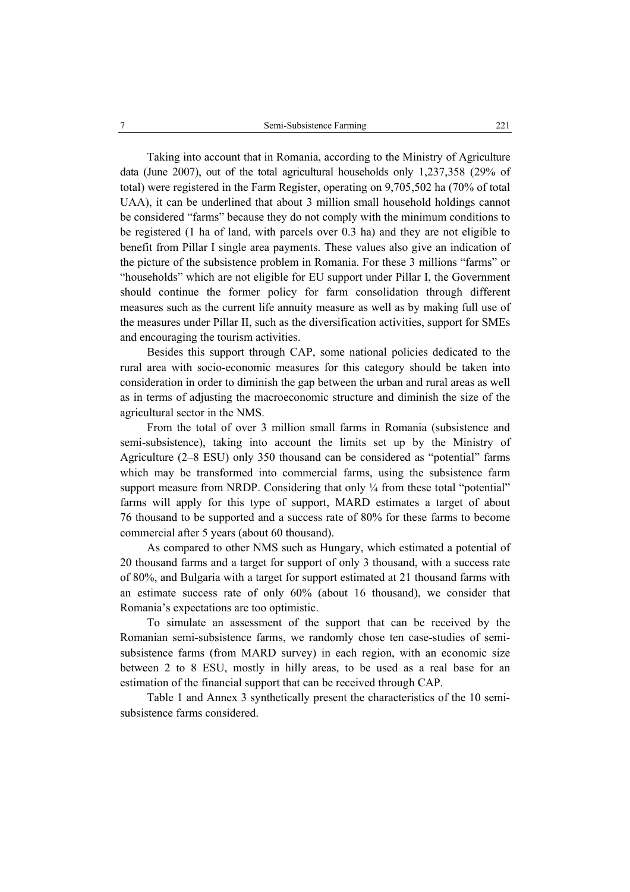Taking into account that in Romania, according to the Ministry of Agriculture data (June 2007), out of the total agricultural households only 1,237,358 (29% of total) were registered in the Farm Register, operating on 9,705,502 ha (70% of total UAA), it can be underlined that about 3 million small household holdings cannot be considered "farms" because they do not comply with the minimum conditions to be registered (1 ha of land, with parcels over 0.3 ha) and they are not eligible to benefit from Pillar I single area payments. These values also give an indication of the picture of the subsistence problem in Romania. For these 3 millions "farms" or "households" which are not eligible for EU support under Pillar I, the Government should continue the former policy for farm consolidation through different measures such as the current life annuity measure as well as by making full use of the measures under Pillar II, such as the diversification activities, support for SMEs and encouraging the tourism activities.

Besides this support through CAP, some national policies dedicated to the rural area with socio-economic measures for this category should be taken into consideration in order to diminish the gap between the urban and rural areas as well as in terms of adjusting the macroeconomic structure and diminish the size of the agricultural sector in the NMS.

From the total of over 3 million small farms in Romania (subsistence and semi-subsistence), taking into account the limits set up by the Ministry of Agriculture (2–8 ESU) only 350 thousand can be considered as "potential" farms which may be transformed into commercial farms, using the subsistence farm support measure from NRDP. Considering that only ¼ from these total "potential" farms will apply for this type of support, MARD estimates a target of about 76 thousand to be supported and a success rate of 80% for these farms to become commercial after 5 years (about 60 thousand).

As compared to other NMS such as Hungary, which estimated a potential of 20 thousand farms and a target for support of only 3 thousand, with a success rate of 80%, and Bulgaria with a target for support estimated at 21 thousand farms with an estimate success rate of only 60% (about 16 thousand), we consider that Romania's expectations are too optimistic.

To simulate an assessment of the support that can be received by the Romanian semi-subsistence farms, we randomly chose ten case-studies of semi-subsistence farms (from MARD survey) in each region, with an economic size between 2 to 8 ESU, mostly in hilly areas, to be used as a real base for an estimation of the financial support that can be received through CAP.

Table 1 and Annex 3 synthetically present the characteristics of the 10 semi-subsistence farms considered.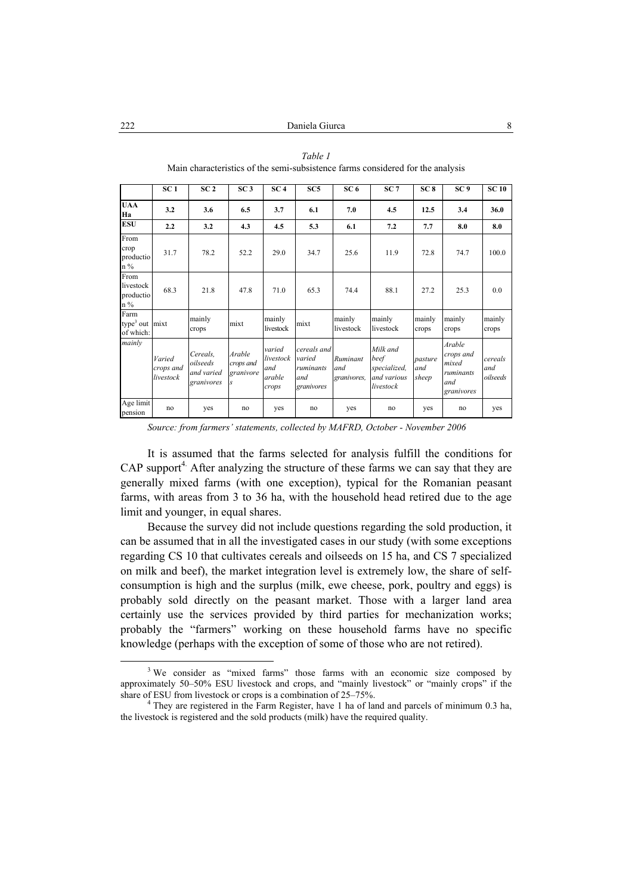*Table 1*

Main characteristics of the semi-subsistence farms considered for the analysis

| | SC 1 | SC 2 | SC 3 | SC 4 | SC5 | SC 6 | SC 7 | SC 8 | SC 9 | SC 10 |
|---|---|---|---|---|---|---|---|---|---|---|
| **UAA Ha** | **3.2** | **3.6** | **6.5** | **3.7** | **6.1** | **7.0** | **4.5** | **12.5** | **3.4** | **36.0** |
| **ESU** | **2.2** | **3.2** | **4.3** | **4.5** | **5.3** | **6.1** | **7.2** | **7.7** | **8.0** | **8.0** |
| From crop production % | 31.7 | 78.2 | 52.2 | 29.0 | 34.7 | 25.6 | 11.9 | 72.8 | 74.7 | 100.0 |
| From livestock production % | 68.3 | 21.8 | 47.8 | 71.0 | 65.3 | 74.4 | 88.1 | 27.2 | 25.3 | 0.0 |
| Farm type[3] out of which: | mixt | mainly crops | mixt | mainly livestock | mixt | mainly livestock | mainly livestock | mainly crops | mainly crops | mainly crops |
| *mainly* | *Varied crops and livestock* | *Cereals, oilseeds and varied granivores* | *Arable crops and granivores* | *varied livestock and arable crops* | *cereals and varied ruminants and granivores* | *Ruminant and granivores,* | *Milk and beef specialized, and various livestock* | *pasture and sheep* | *Arable crops and mixed ruminants and granivores* | *cereals and oilseeds* |
| Age limit pension | no | yes | no | yes | no | yes | no | yes | no | yes |

*Source: from farmers' statements, collected by MAFRD, October - November 2006*

It is assumed that the farms selected for analysis fulfill the conditions for CAP support[4]. After analyzing the structure of these farms we can say that they are generally mixed farms (with one exception), typical for the Romanian peasant farms, with areas from 3 to 36 ha, with the household head retired due to the age limit and younger, in equal shares.

Because the survey did not include questions regarding the sold production, it can be assumed that in all the investigated cases in our study (with some exceptions regarding CS 10 that cultivates cereals and oilseeds on 15 ha, and CS 7 specialized on milk and beef), the market integration level is extremely low, the share of self-consumption is high and the surplus (milk, ewe cheese, pork, poultry and eggs) is probably sold directly on the peasant market. Those with a larger land area certainly use the services provided by third parties for mechanization works; probably the "farmers" working on these household farms have no specific knowledge (perhaps with the exception of some of those who are not retired).

[3] We consider as "mixed farms" those farms with an economic size composed by approximately 50–50% ESU livestock and crops, and "mainly livestock" or "mainly crops" if the share of ESU from livestock or crops is a combination of 25–75%.

[4] They are registered in the Farm Register, have 1 ha of land and parcels of minimum 0.3 ha, the livestock is registered and the sold products (milk) have the required quality.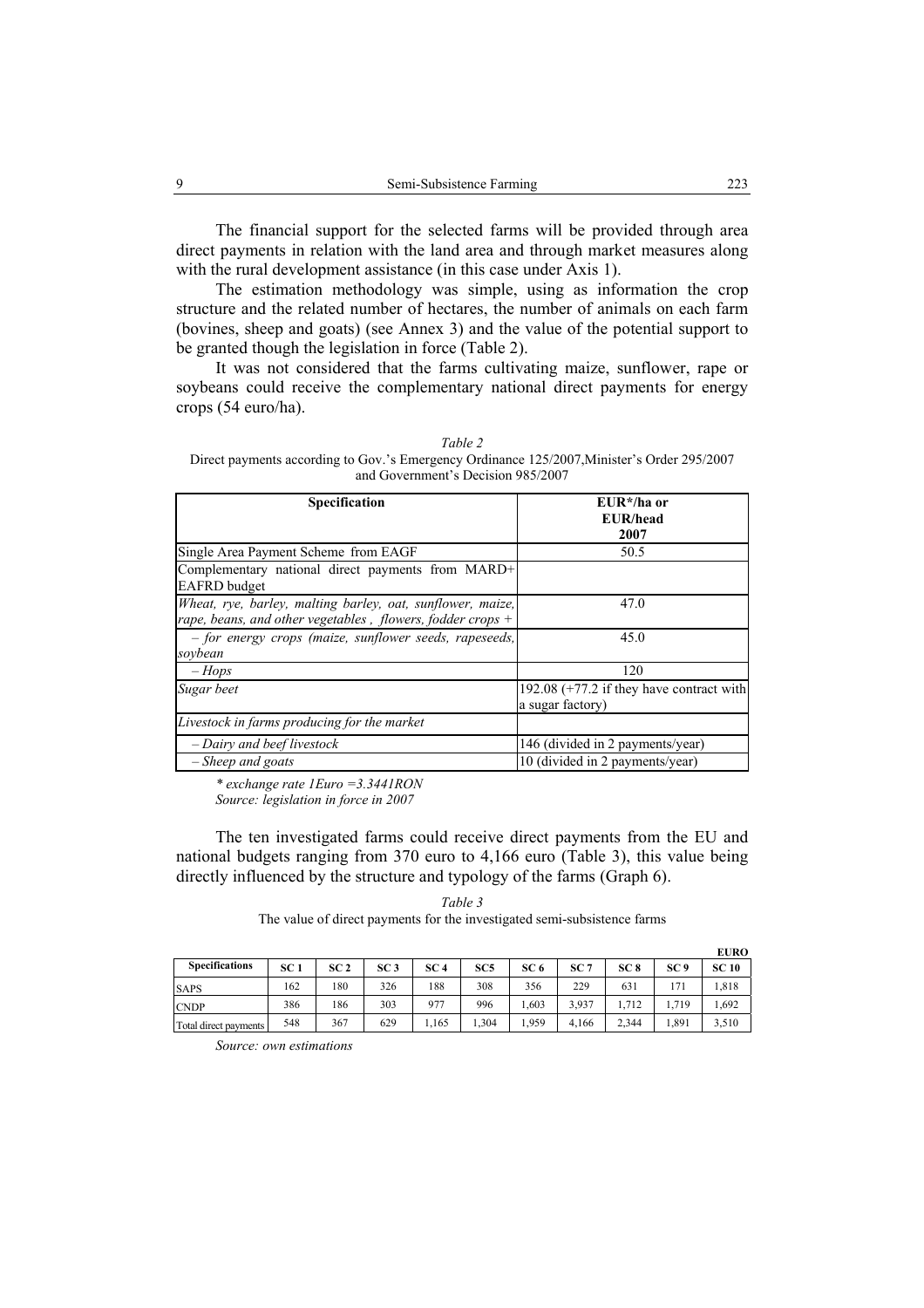The financial support for the selected farms will be provided through area direct payments in relation with the land area and through market measures along with the rural development assistance (in this case under Axis 1).

The estimation methodology was simple, using as information the crop structure and the related number of hectares, the number of animals on each farm (bovines, sheep and goats) (see Annex 3) and the value of the potential support to be granted though the legislation in force (Table 2).

It was not considered that the farms cultivating maize, sunflower, rape or soybeans could receive the complementary national direct payments for energy crops (54 euro/ha).

*Table 2*

Direct payments according to Gov.'s Emergency Ordinance 125/2007,Minister's Order 295/2007 and Government's Decision 985/2007

| **Specification** | **EUR*/ha or EUR/head 2007** |
|---|---|
| Single Area Payment Scheme from EAGF | 50.5 |
| Complementary national direct payments from MARD+ EAFRD budget | |
| *Wheat, rye, barley, malting barley, oat, sunflower, maize, rape, beans, and other vegetables , flowers, fodder crops +* | 47.0 |
| *– for energy crops (maize, sunflower seeds, rapeseeds, soybean* | 45.0 |
| *– Hops* | 120 |
| *Sugar beet* | 192.08 (+77.2 if they have contract with a sugar factory) |
| *Livestock in farms producing for the market* | |
| *– Dairy and beef livestock* | 146 (divided in 2 payments/year) |
| *– Sheep and goats* | 10 (divided in 2 payments/year) |

*\* exchange rate 1Euro =3.3441RON*
*Source: legislation in force in 2007*

The ten investigated farms could receive direct payments from the EU and national budgets ranging from 370 euro to 4,166 euro (Table 3), this value being directly influenced by the structure and typology of the farms (Graph 6).

*Table 3*

The value of direct payments for the investigated semi-subsistence farms

**EURO**

| **Specifications** | **SC 1** | **SC 2** | **SC 3** | **SC 4** | **SC5** | **SC 6** | **SC 7** | **SC 8** | **SC 9** | **SC 10** |
|---|---|---|---|---|---|---|---|---|---|---|
| SAPS | 162 | 180 | 326 | 188 | 308 | 356 | 229 | 631 | 171 | 1,818 |
| CNDP | 386 | 186 | 303 | 977 | 996 | 1,603 | 3,937 | 1,712 | 1,719 | 1,692 |
| Total direct payments | 548 | 367 | 629 | 1,165 | 1,304 | 1,959 | 4,166 | 2,344 | 1,891 | 3,510 |

*Source: own estimations*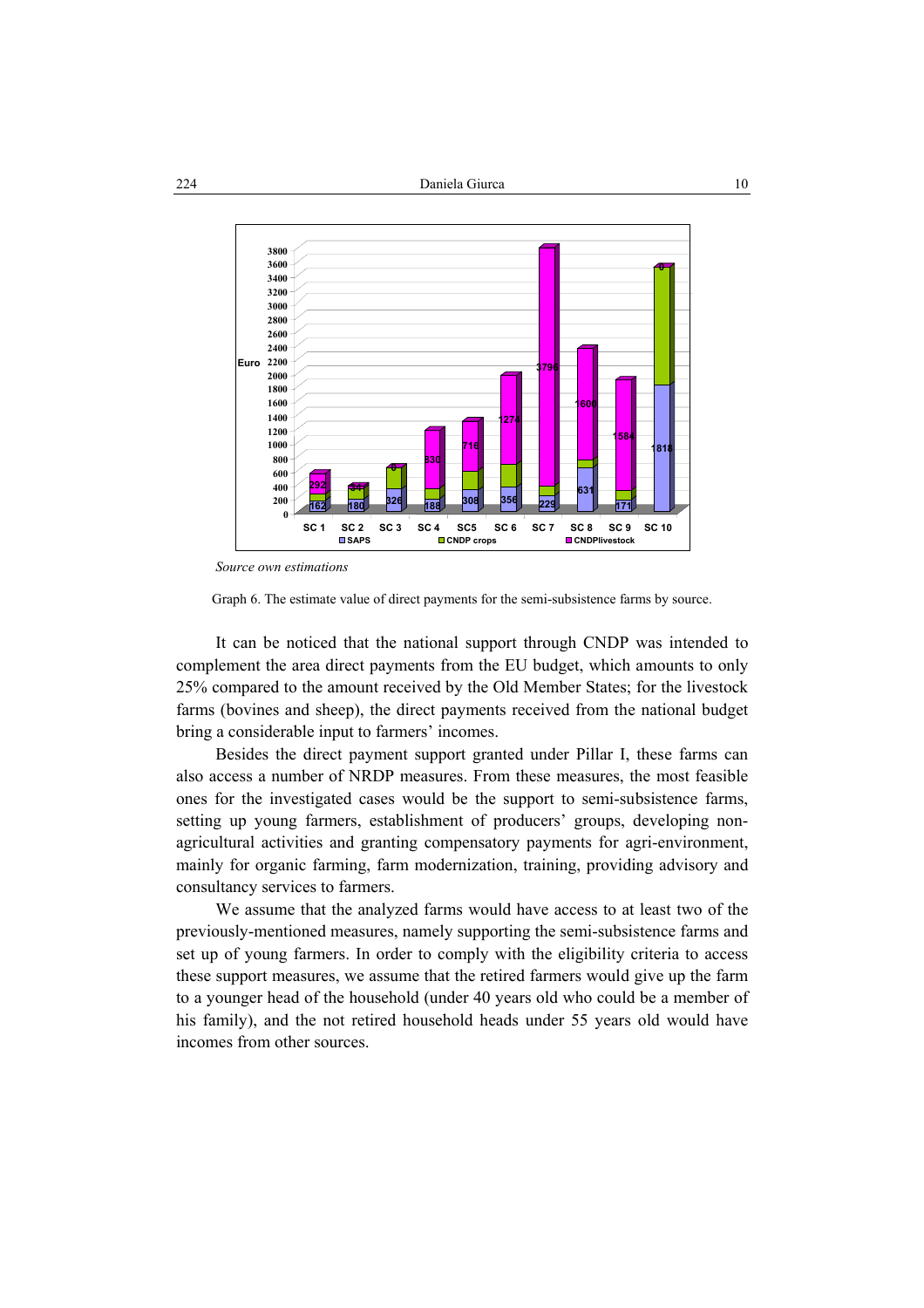Source own estimations

Graph 6. The estimate value of direct payments for the semi-subsistence farms by source.

It can be noticed that the national support through CNDP was intended to complement the area direct payments from the EU budget, which amounts to only 25% compared to the amount received by the Old Member States; for the livestock farms (bovines and sheep), the direct payments received from the national budget bring a considerable input to farmers' incomes.

Besides the direct payment support granted under Pillar I, these farms can also access a number of NRDP measures. From these measures, the most feasible ones for the investigated cases would be the support to semi-subsistence farms, setting up young farmers, establishment of producers' groups, developing non-agricultural activities and granting compensatory payments for agri-environment, mainly for organic farming, farm modernization, training, providing advisory and consultancy services to farmers.

We assume that the analyzed farms would have access to at least two of the previously-mentioned measures, namely supporting the semi-subsistence farms and set up of young farmers. In order to comply with the eligibility criteria to access these support measures, we assume that the retired farmers would give up the farm to a younger head of the household (under 40 years old who could be a member of his family), and the not retired household heads under 55 years old would have incomes from other sources.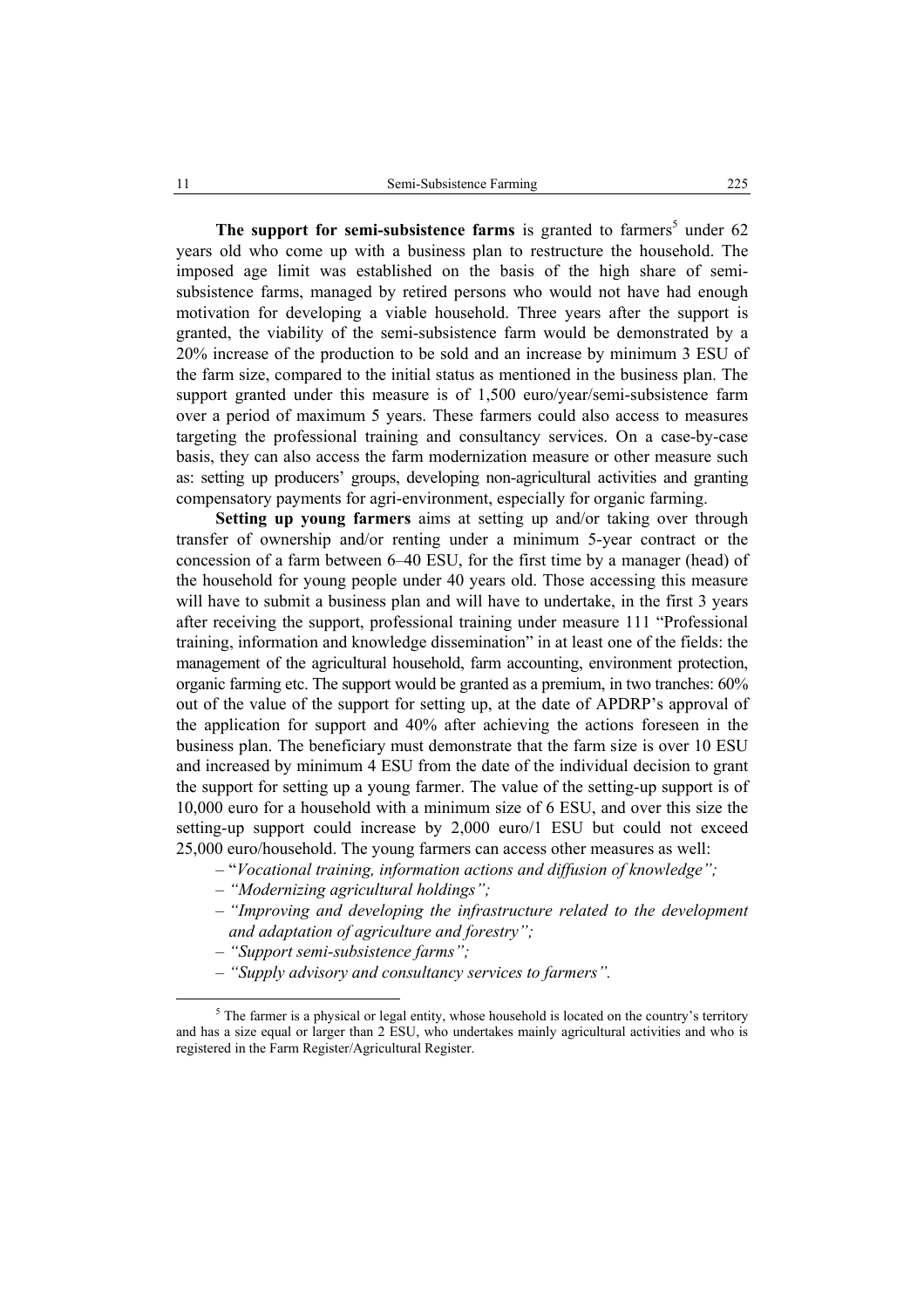**The support for semi-subsistence farms** is granted to farmers[5] under 62 years old who come up with a business plan to restructure the household. The imposed age limit was established on the basis of the high share of semi-subsistence farms, managed by retired persons who would not have had enough motivation for developing a viable household. Three years after the support is granted, the viability of the semi-subsistence farm would be demonstrated by a 20% increase of the production to be sold and an increase by minimum 3 ESU of the farm size, compared to the initial status as mentioned in the business plan. The support granted under this measure is of 1,500 euro/year/semi-subsistence farm over a period of maximum 5 years. These farmers could also access to measures targeting the professional training and consultancy services. On a case-by-case basis, they can also access the farm modernization measure or other measure such as: setting up producers' groups, developing non-agricultural activities and granting compensatory payments for agri-environment, especially for organic farming.

**Setting up young farmers** aims at setting up and/or taking over through transfer of ownership and/or renting under a minimum 5-year contract or the concession of a farm between 6–40 ESU, for the first time by a manager (head) of the household for young people under 40 years old. Those accessing this measure will have to submit a business plan and will have to undertake, in the first 3 years after receiving the support, professional training under measure 111 "Professional training, information and knowledge dissemination" in at least one of the fields: the management of the agricultural household, farm accounting, environment protection, organic farming etc. The support would be granted as a premium, in two tranches: 60% out of the value of the support for setting up, at the date of APDRP's approval of the application for support and 40% after achieving the actions foreseen in the business plan. The beneficiary must demonstrate that the farm size is over 10 ESU and increased by minimum 4 ESU from the date of the individual decision to grant the support for setting up a young farmer. The value of the setting-up support is of 10,000 euro for a household with a minimum size of 6 ESU, and over this size the setting-up support could increase by 2,000 euro/1 ESU but could not exceed 25,000 euro/household. The young farmers can access other measures as well:

- *"Vocational training, information actions and diffusion of knowledge";*
- *"Modernizing agricultural holdings";*
- *"Improving and developing the infrastructure related to the development and adaptation of agriculture and forestry";*
- *"Support semi-subsistence farms";*
- *"Supply advisory and consultancy services to farmers".*

[5] The farmer is a physical or legal entity, whose household is located on the country's territory and has a size equal or larger than 2 ESU, who undertakes mainly agricultural activities and who is registered in the Farm Register/Agricultural Register.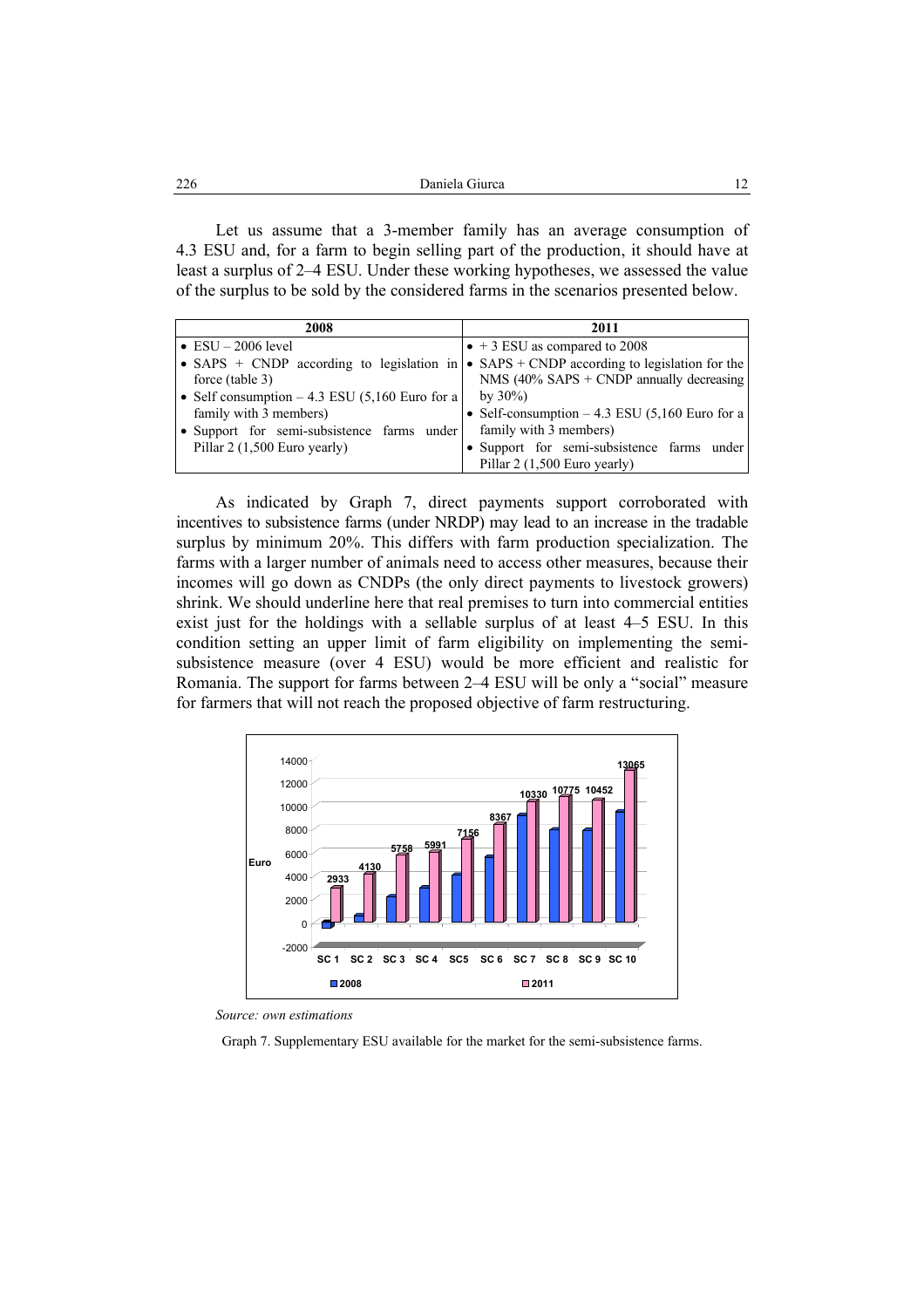Let us assume that a 3-member family has an average consumption of 4.3 ESU and, for a farm to begin selling part of the production, it should have at least a surplus of 2–4 ESU. Under these working hypotheses, we assessed the value of the surplus to be sold by the considered farms in the scenarios presented below.

| 2008 | 2011 |
|---|---|
| • ESU – 2006 level<br>• SAPS + CNDP according to legislation in force (table 3)<br>• Self consumption – 4.3 ESU (5,160 Euro for a family with 3 members)<br>• Support for semi-subsistence farms under Pillar 2 (1,500 Euro yearly) | • + 3 ESU as compared to 2008<br>• SAPS + CNDP according to legislation for the NMS (40% SAPS + CNDP annually decreasing by 30%)<br>• Self-consumption – 4.3 ESU (5,160 Euro for a family with 3 members)<br>• Support for semi-subsistence farms under Pillar 2 (1,500 Euro yearly) |

As indicated by Graph 7, direct payments support corroborated with incentives to subsistence farms (under NRDP) may lead to an increase in the tradable surplus by minimum 20%. This differs with farm production specialization. The farms with a larger number of animals need to access other measures, because their incomes will go down as CNDPs (the only direct payments to livestock growers) shrink. We should underline here that real premises to turn into commercial entities exist just for the holdings with a sellable surplus of at least 4–5 ESU. In this condition setting an upper limit of farm eligibility on implementing the semi-subsistence measure (over 4 ESU) would be more efficient and realistic for Romania. The support for farms between 2–4 ESU will be only a "social" measure for farmers that will not reach the proposed objective of farm restructuring.

| Scenario | 2011 (Euro) |
|---|---|
| SC 1 | 2933 |
| SC 2 | 4130 |
| SC 3 | 5758 |
| SC 4 | 5991 |
| SC5 | 7156 |
| SC 6 | 8367 |
| SC 7 | 10330 |
| SC 8 | 10775 |
| SC 9 | 10452 |
| SC 10 | 13065 |

*Source: own estimations*

Graph 7. Supplementary ESU available for the market for the semi-subsistence farms.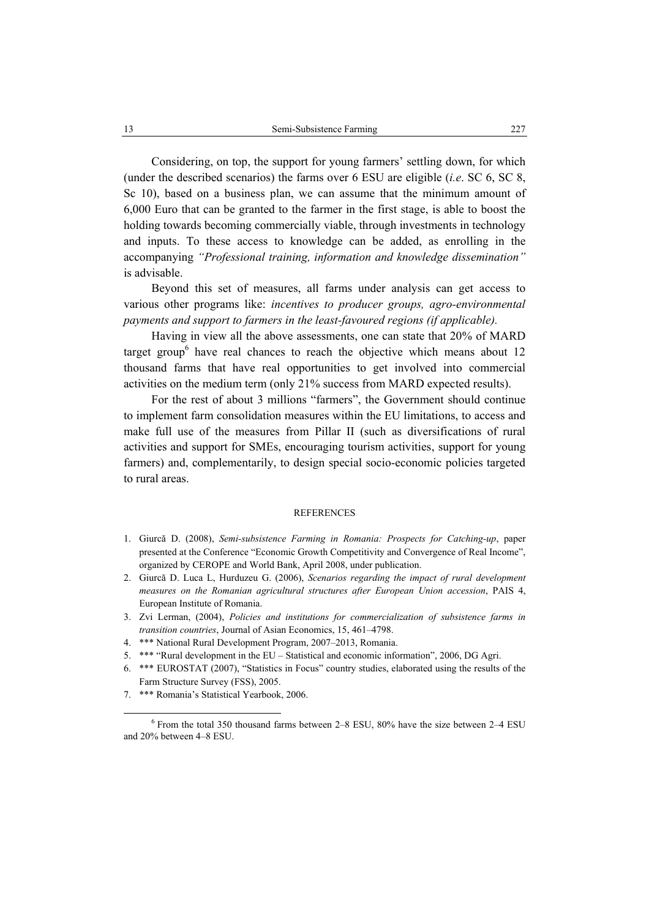Considering, on top, the support for young farmers' settling down, for which (under the described scenarios) the farms over 6 ESU are eligible (*i.e*. SC 6, SC 8, Sc 10), based on a business plan, we can assume that the minimum amount of 6,000 Euro that can be granted to the farmer in the first stage, is able to boost the holding towards becoming commercially viable, through investments in technology and inputs. To these access to knowledge can be added, as enrolling in the accompanying *"Professional training, information and knowledge dissemination"* is advisable.

Beyond this set of measures, all farms under analysis can get access to various other programs like: *incentives to producer groups, agro-environmental payments and support to farmers in the least-favoured regions (if applicable).*

Having in view all the above assessments, one can state that 20% of MARD target group[6] have real chances to reach the objective which means about 12 thousand farms that have real opportunities to get involved into commercial activities on the medium term (only 21% success from MARD expected results).

For the rest of about 3 millions "farmers", the Government should continue to implement farm consolidation measures within the EU limitations, to access and make full use of the measures from Pillar II (such as diversifications of rural activities and support for SMEs, encouraging tourism activities, support for young farmers) and, complementarily, to design special socio-economic policies targeted to rural areas.

## REFERENCES

1. Giurcă D. (2008), *Semi-subsistence Farming in Romania: Prospects for Catching-up*, paper presented at the Conference "Economic Growth Competitivity and Convergence of Real Income", organized by CEROPE and World Bank, April 2008, under publication.
2. Giurcă D. Luca L, Hurduzeu G. (2006), *Scenarios regarding the impact of rural development measures on the Romanian agricultural structures after European Union accession*, PAIS 4, European Institute of Romania.
3. Zvi Lerman, (2004), *Policies and institutions for commercialization of subsistence farms in transition countries*, Journal of Asian Economics, 15, 461–4798.
4. *** National Rural Development Program, 2007–2013, Romania.
5. *** "Rural development in the EU – Statistical and economic information", 2006, DG Agri.
6. *** EUROSTAT (2007), "Statistics in Focus" country studies, elaborated using the results of the Farm Structure Survey (FSS), 2005.
7. *** Romania's Statistical Yearbook, 2006.

[6] From the total 350 thousand farms between 2–8 ESU, 80% have the size between 2–4 ESU and 20% between 4–8 ESU.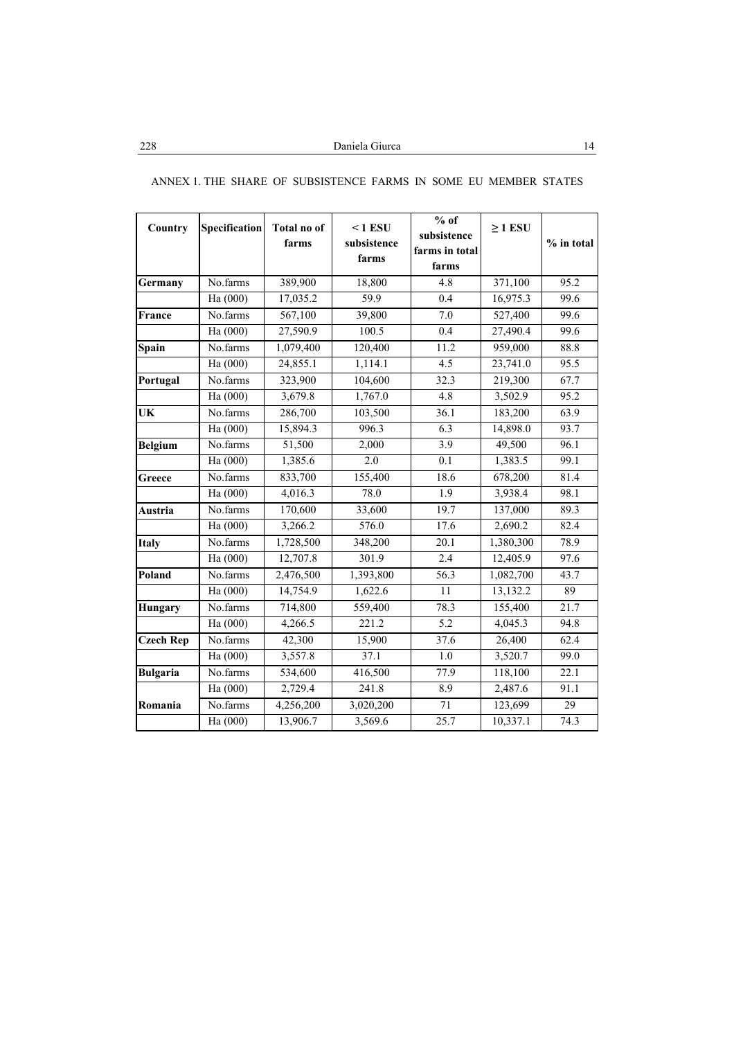ANNEX 1. THE SHARE OF SUBSISTENCE FARMS IN SOME EU MEMBER STATES

| Country | Specification | Total no of farms | < 1 ESU subsistence farms | % of subsistence farms in total farms | ≥ 1 ESU | % in total |
|---|---|---|---|---|---|---|
| **Germany** | No.farms | 389,900 | 18,800 | 4.8 | 371,100 | 95.2 |
| | Ha (000) | 17,035.2 | 59.9 | 0.4 | 16,975.3 | 99.6 |
| **France** | No.farms | 567,100 | 39,800 | 7.0 | 527,400 | 99.6 |
| | Ha (000) | 27,590.9 | 100.5 | 0.4 | 27,490.4 | 99.6 |
| **Spain** | No.farms | 1,079,400 | 120,400 | 11.2 | 959,000 | 88.8 |
| | Ha (000) | 24,855.1 | 1,114.1 | 4.5 | 23,741.0 | 95.5 |
| **Portugal** | No.farms | 323,900 | 104,600 | 32.3 | 219,300 | 67.7 |
| | Ha (000) | 3,679.8 | 1,767.0 | 4.8 | 3,502.9 | 95.2 |
| **UK** | No.farms | 286,700 | 103,500 | 36.1 | 183,200 | 63.9 |
| | Ha (000) | 15,894.3 | 996.3 | 6.3 | 14,898.0 | 93.7 |
| **Belgium** | No.farms | 51,500 | 2,000 | 3.9 | 49,500 | 96.1 |
| | Ha (000) | 1,385.6 | 2.0 | 0.1 | 1,383.5 | 99.1 |
| **Greece** | No.farms | 833,700 | 155,400 | 18.6 | 678,200 | 81.4 |
| | Ha (000) | 4,016.3 | 78.0 | 1.9 | 3,938.4 | 98.1 |
| **Austria** | No.farms | 170,600 | 33,600 | 19.7 | 137,000 | 89.3 |
| | Ha (000) | 3,266.2 | 576.0 | 17.6 | 2,690.2 | 82.4 |
| **Italy** | No.farms | 1,728,500 | 348,200 | 20.1 | 1,380,300 | 78.9 |
| | Ha (000) | 12,707.8 | 301.9 | 2.4 | 12,405.9 | 97.6 |
| **Poland** | No.farms | 2,476,500 | 1,393,800 | 56.3 | 1,082,700 | 43.7 |
| | Ha (000) | 14,754.9 | 1,622.6 | 11 | 13,132.2 | 89 |
| **Hungary** | No.farms | 714,800 | 559,400 | 78.3 | 155,400 | 21.7 |
| | Ha (000) | 4,266.5 | 221.2 | 5.2 | 4,045.3 | 94.8 |
| **Czech Rep** | No.farms | 42,300 | 15,900 | 37.6 | 26,400 | 62.4 |
| | Ha (000) | 3,557.8 | 37.1 | 1.0 | 3,520.7 | 99.0 |
| **Bulgaria** | No.farms | 534,600 | 416,500 | 77.9 | 118,100 | 22.1 |
| | Ha (000) | 2,729.4 | 241.8 | 8.9 | 2,487.6 | 91.1 |
| **Romania** | No.farms | 4,256,200 | 3,020,200 | 71 | 123,699 | 29 |
| | Ha (000) | 13,906.7 | 3,569.6 | 25.7 | 10,337.1 | 74.3 |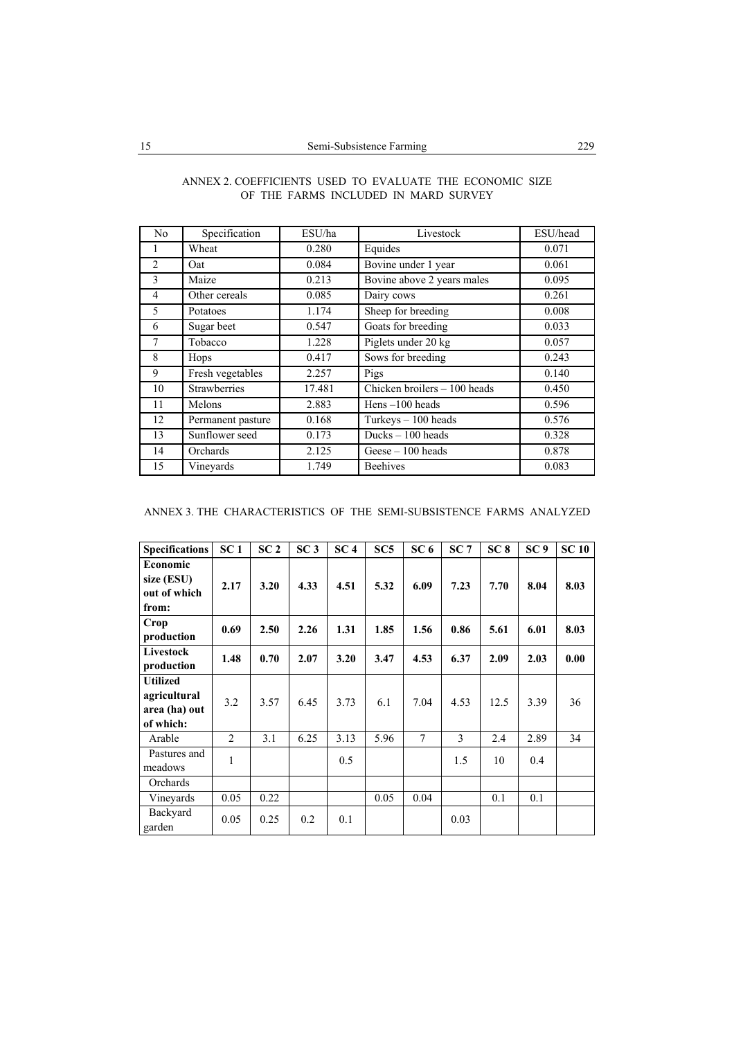## ANNEX 2. COEFFICIENTS USED TO EVALUATE THE ECONOMIC SIZE OF THE FARMS INCLUDED IN MARD SURVEY

| No | Specification | ESU/ha | Livestock | ESU/head |
|---|---|---|---|---|
| 1 | Wheat | 0.280 | Equides | 0.071 |
| 2 | Oat | 0.084 | Bovine under 1 year | 0.061 |
| 3 | Maize | 0.213 | Bovine above 2 years males | 0.095 |
| 4 | Other cereals | 0.085 | Dairy cows | 0.261 |
| 5 | Potatoes | 1.174 | Sheep for breeding | 0.008 |
| 6 | Sugar beet | 0.547 | Goats for breeding | 0.033 |
| 7 | Tobacco | 1.228 | Piglets under 20 kg | 0.057 |
| 8 | Hops | 0.417 | Sows for breeding | 0.243 |
| 9 | Fresh vegetables | 2.257 | Pigs | 0.140 |
| 10 | Strawberries | 17.481 | Chicken broilers – 100 heads | 0.450 |
| 11 | Melons | 2.883 | Hens –100 heads | 0.596 |
| 12 | Permanent pasture | 0.168 | Turkeys – 100 heads | 0.576 |
| 13 | Sunflower seed | 0.173 | Ducks – 100 heads | 0.328 |
| 14 | Orchards | 2.125 | Geese – 100 heads | 0.878 |
| 15 | Vineyards | 1.749 | Beehives | 0.083 |

## ANNEX 3. THE CHARACTERISTICS OF THE SEMI-SUBSISTENCE FARMS ANALYZED

| **Specifications** | **SC 1** | **SC 2** | **SC 3** | **SC 4** | **SC5** | **SC 6** | **SC 7** | **SC 8** | **SC 9** | **SC 10** |
|---|---|---|---|---|---|---|---|---|---|---|
| **Economic size (ESU) out of which from:** | **2.17** | **3.20** | **4.33** | **4.51** | **5.32** | **6.09** | **7.23** | **7.70** | **8.04** | **8.03** |
| **Crop production** | **0.69** | **2.50** | **2.26** | **1.31** | **1.85** | **1.56** | **0.86** | **5.61** | **6.01** | **8.03** |
| **Livestock production** | **1.48** | **0.70** | **2.07** | **3.20** | **3.47** | **4.53** | **6.37** | **2.09** | **2.03** | **0.00** |
| **Utilized agricultural area (ha) out of which:** | 3.2 | 3.57 | 6.45 | 3.73 | 6.1 | 7.04 | 4.53 | 12.5 | 3.39 | 36 |
| Arable | 2 | 3.1 | 6.25 | 3.13 | 5.96 | 7 | 3 | 2.4 | 2.89 | 34 |
| Pastures and meadows | 1 | | | 0.5 | | | 1.5 | 10 | 0.4 | |
| Orchards | | | | | | | | | | |
| Vineyards | 0.05 | 0.22 | | | 0.05 | 0.04 | | 0.1 | 0.1 | |
| Backyard garden | 0.05 | 0.25 | 0.2 | 0.1 | | | 0.03 | | | |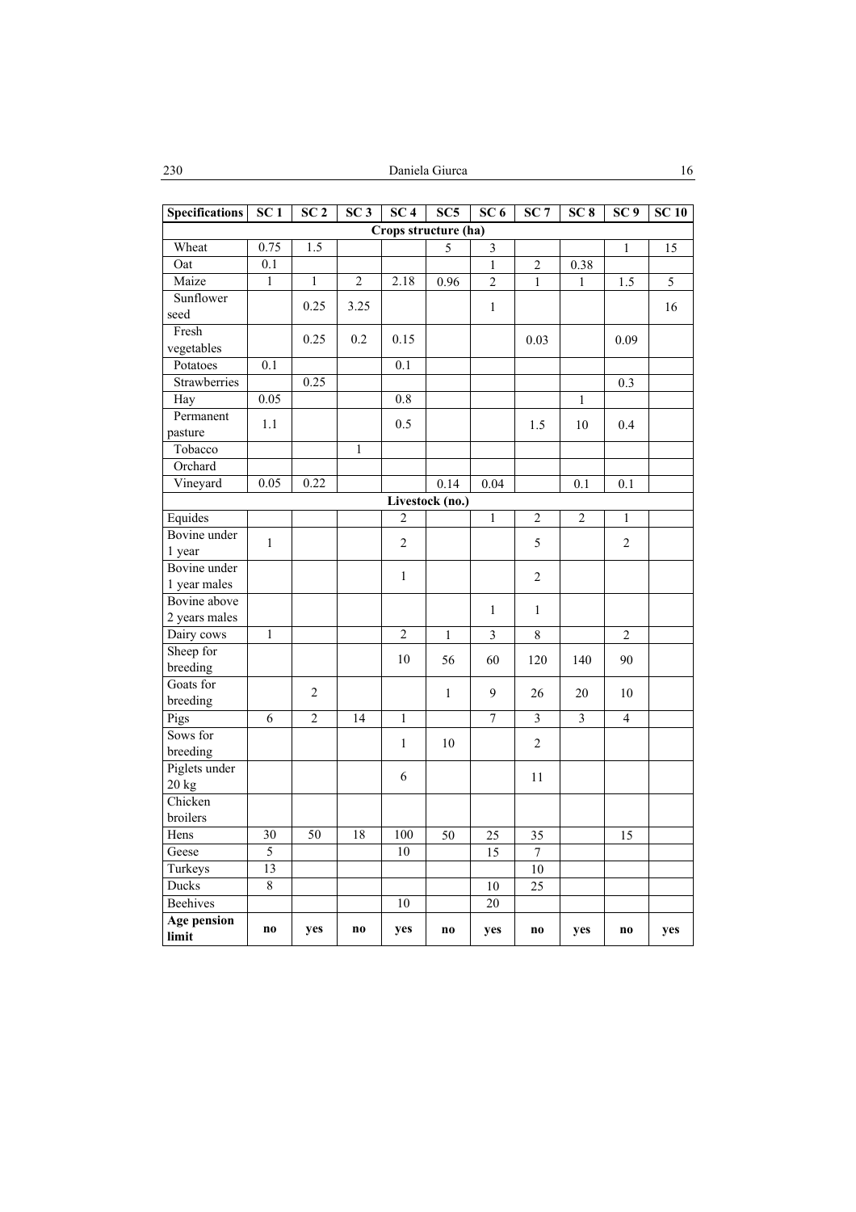| Specifications | SC 1 | SC 2 | SC 3 | SC 4 | SC5 | SC 6 | SC 7 | SC 8 | SC 9 | SC 10 |
|---|---|---|---|---|---|---|---|---|---|---|
| **Crops structure (ha)** | | | | | | | | | | |
| Wheat | 0.75 | 1.5 | | | 5 | 3 | | | 1 | 15 |
| Oat | 0.1 | | | | | 1 | 2 | 0.38 | | |
| Maize | 1 | 1 | 2 | 2.18 | 0.96 | 2 | 1 | 1 | 1.5 | 5 |
| Sunflower seed | | 0.25 | 3.25 | | | 1 | | | | 16 |
| Fresh vegetables | | 0.25 | 0.2 | 0.15 | | | 0.03 | | 0.09 | |
| Potatoes | 0.1 | | | 0.1 | | | | | | |
| Strawberries | | 0.25 | | | | | | | 0.3 | |
| Hay | 0.05 | | | 0.8 | | | | 1 | | |
| Permanent pasture | 1.1 | | | 0.5 | | | 1.5 | 10 | 0.4 | |
| Tobacco | | | 1 | | | | | | | |
| Orchard | | | | | | | | | | |
| Vineyard | 0.05 | 0.22 | | | 0.14 | 0.04 | | 0.1 | 0.1 | |
| **Livestock (no.)** | | | | | | | | | | |
| Equides | | | | 2 | | 1 | 2 | 2 | 1 | |
| Bovine under 1 year | 1 | | | 2 | | | 5 | | 2 | |
| Bovine under 1 year males | | | | 1 | | | 2 | | | |
| Bovine above 2 years males | | | | | | 1 | 1 | | | |
| Dairy cows | 1 | | | 2 | 1 | 3 | 8 | | 2 | |
| Sheep for breeding | | | | 10 | 56 | 60 | 120 | 140 | 90 | |
| Goats for breeding | | 2 | | | 1 | 9 | 26 | 20 | 10 | |
| Pigs | 6 | 2 | 14 | 1 | | 7 | 3 | 3 | 4 | |
| Sows for breeding | | | | 1 | 10 | | 2 | | | |
| Piglets under 20 kg | | | | 6 | | | 11 | | | |
| Chicken broilers | | | | | | | | | | |
| Hens | 30 | 50 | 18 | 100 | 50 | 25 | 35 | | 15 | |
| Geese | 5 | | | 10 | | 15 | 7 | | | |
| Turkeys | 13 | | | | | | 10 | | | |
| Ducks | 8 | | | | | 10 | 25 | | | |
| Beehives | | | | 10 | | 20 | | | | |
| **Age pension limit** | **no** | **yes** | **no** | **yes** | **no** | **yes** | **no** | **yes** | **no** | **yes** |